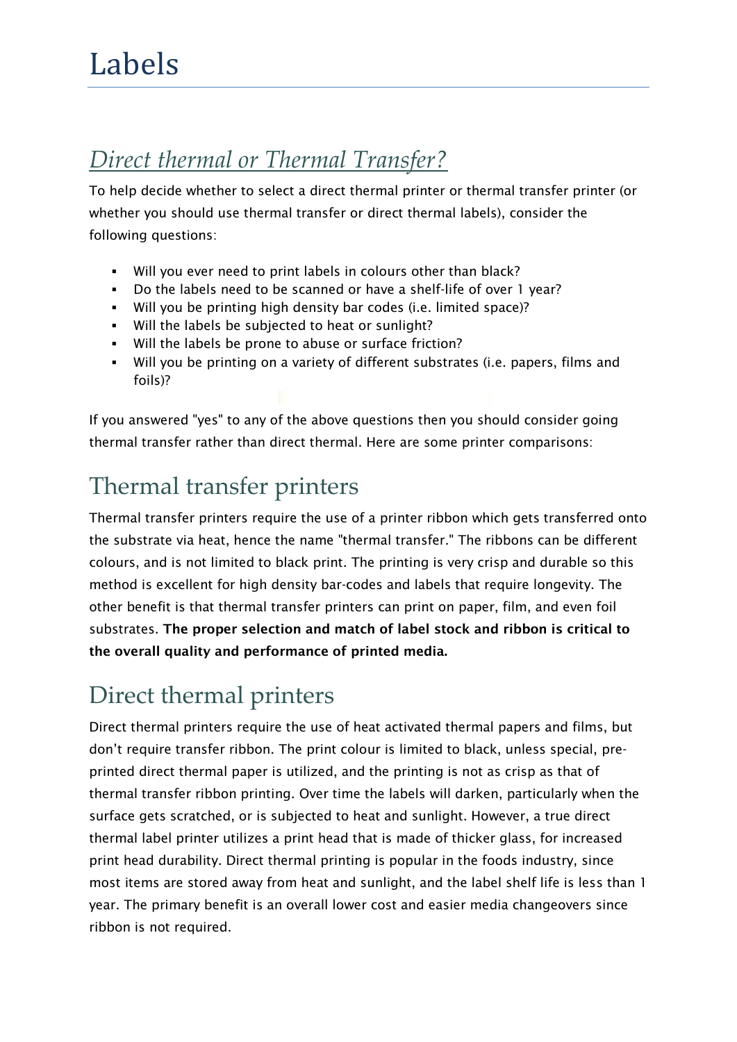# Labels

## *Direct thermal or Thermal Transfer?*

To help decide whether to select a direct thermal printer or thermal transfer printer (or whether you should use thermal transfer or direct thermal labels), consider the following questions:

- Will you ever need to print labels in colours other than black?
- Do the labels need to be scanned or have a shelf-life of over 1 year?
- Will you be printing high density bar codes (i.e. limited space)?
- Will the labels be subjected to heat or sunlight?
- Will the labels be prone to abuse or surface friction?
- Will you be printing on a variety of different substrates (i.e. papers, films and foils)?

If you answered "yes" to any of the above questions then you should consider going thermal transfer rather than direct thermal. Here are some printer comparisons:

## Thermal transfer printers

Thermal transfer printers require the use of a printer ribbon which gets transferred onto the substrate via heat, hence the name "thermal transfer." The ribbons can be different colours, and is not limited to black print. The printing is very crisp and durable so this method is excellent for high density bar-codes and labels that require longevity. The other benefit is that thermal transfer printers can print on paper, film, and even foil substrates. **The proper selection and match of label stock and ribbon is critical to the overall quality and performance of printed media.**

## Direct thermal printers

Direct thermal printers require the use of heat activated thermal papers and films, but don't require transfer ribbon. The print colour is limited to black, unless special, pre-printed direct thermal paper is utilized, and the printing is not as crisp as that of thermal transfer ribbon printing. Over time the labels will darken, particularly when the surface gets scratched, or is subjected to heat and sunlight. However, a true direct thermal label printer utilizes a print head that is made of thicker glass, for increased print head durability. Direct thermal printing is popular in the foods industry, since most items are stored away from heat and sunlight, and the label shelf life is less than 1 year. The primary benefit is an overall lower cost and easier media changeovers since ribbon is not required.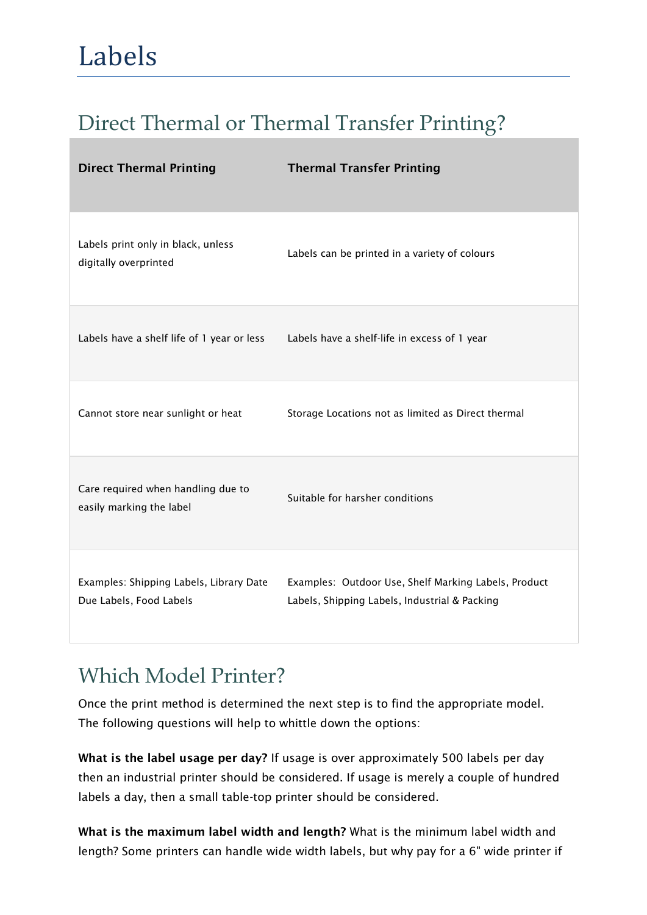# Labels

## Direct Thermal or Thermal Transfer Printing?

| Direct Thermal Printing | Thermal Transfer Printing |
|---|---|
| Labels print only in black, unless digitally overprinted | Labels can be printed in a variety of colours |
| Labels have a shelf life of 1 year or less | Labels have a shelf-life in excess of 1 year |
| Cannot store near sunlight or heat | Storage Locations not as limited as Direct thermal |
| Care required when handling due to easily marking the label | Suitable for harsher conditions |
| Examples: Shipping Labels, Library Date Due Labels, Food Labels | Examples: Outdoor Use, Shelf Marking Labels, Product Labels, Shipping Labels, Industrial & Packing |

## Which Model Printer?

Once the print method is determined the next step is to find the appropriate model. The following questions will help to whittle down the options:

**What is the label usage per day?** If usage is over approximately 500 labels per day then an industrial printer should be considered. If usage is merely a couple of hundred labels a day, then a small table-top printer should be considered.

**What is the maximum label width and length?** What is the minimum label width and length? Some printers can handle wide width labels, but why pay for a 6" wide printer if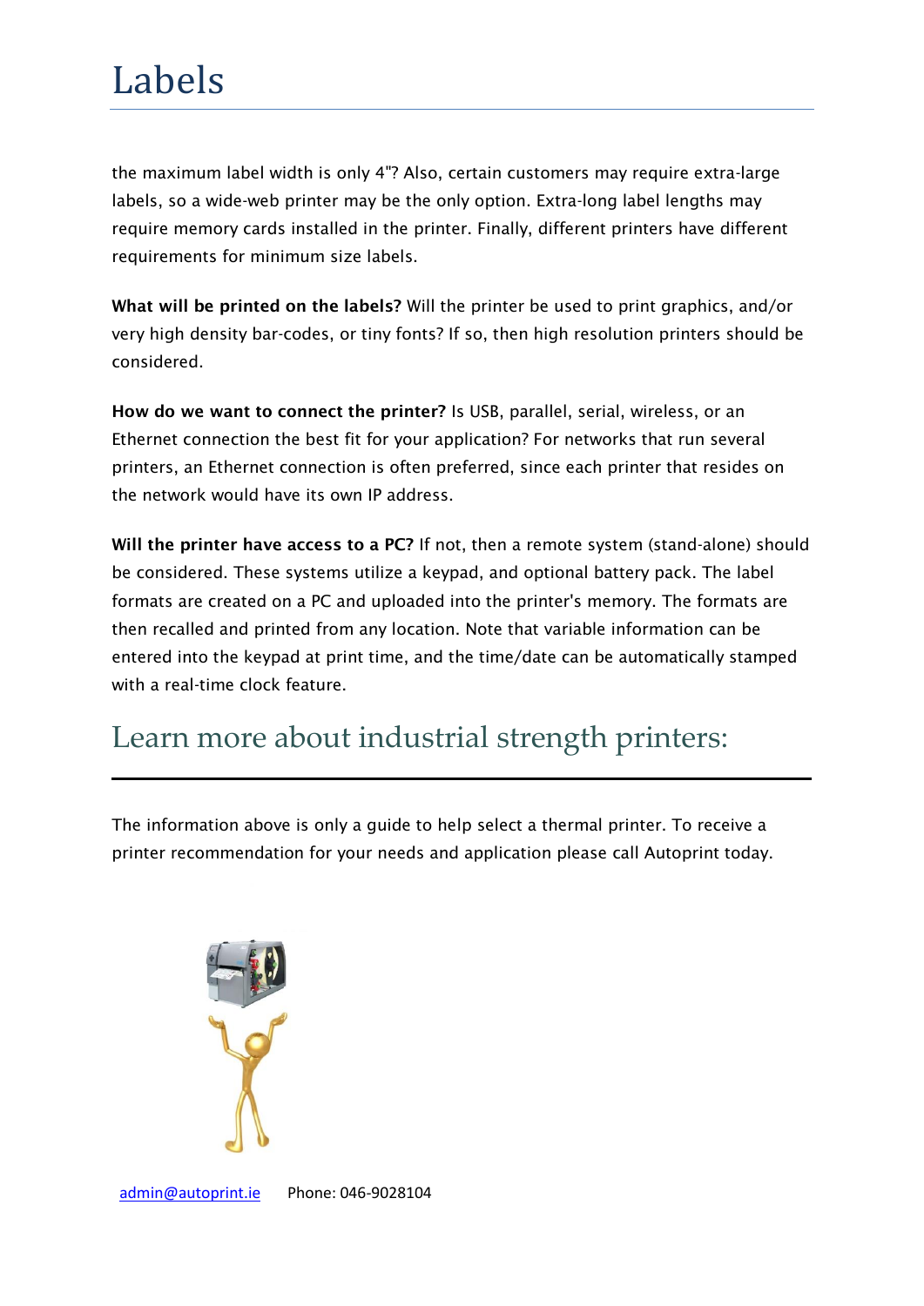# Labels

the maximum label width is only 4"? Also, certain customers may require extra-large labels, so a wide-web printer may be the only option. Extra-long label lengths may require memory cards installed in the printer. Finally, different printers have different requirements for minimum size labels.

**What will be printed on the labels?** Will the printer be used to print graphics, and/or very high density bar-codes, or tiny fonts? If so, then high resolution printers should be considered.

**How do we want to connect the printer?** Is USB, parallel, serial, wireless, or an Ethernet connection the best fit for your application? For networks that run several printers, an Ethernet connection is often preferred, since each printer that resides on the network would have its own IP address.

**Will the printer have access to a PC?** If not, then a remote system (stand-alone) should be considered. These systems utilize a keypad, and optional battery pack. The label formats are created on a PC and uploaded into the printer's memory. The formats are then recalled and printed from any location. Note that variable information can be entered into the keypad at print time, and the time/date can be automatically stamped with a real-time clock feature.

## Learn more about industrial strength printers:

The information above is only a guide to help select a thermal printer. To receive a printer recommendation for your needs and application please call Autoprint today.

admin@autoprint.ie Phone: 046-9028104